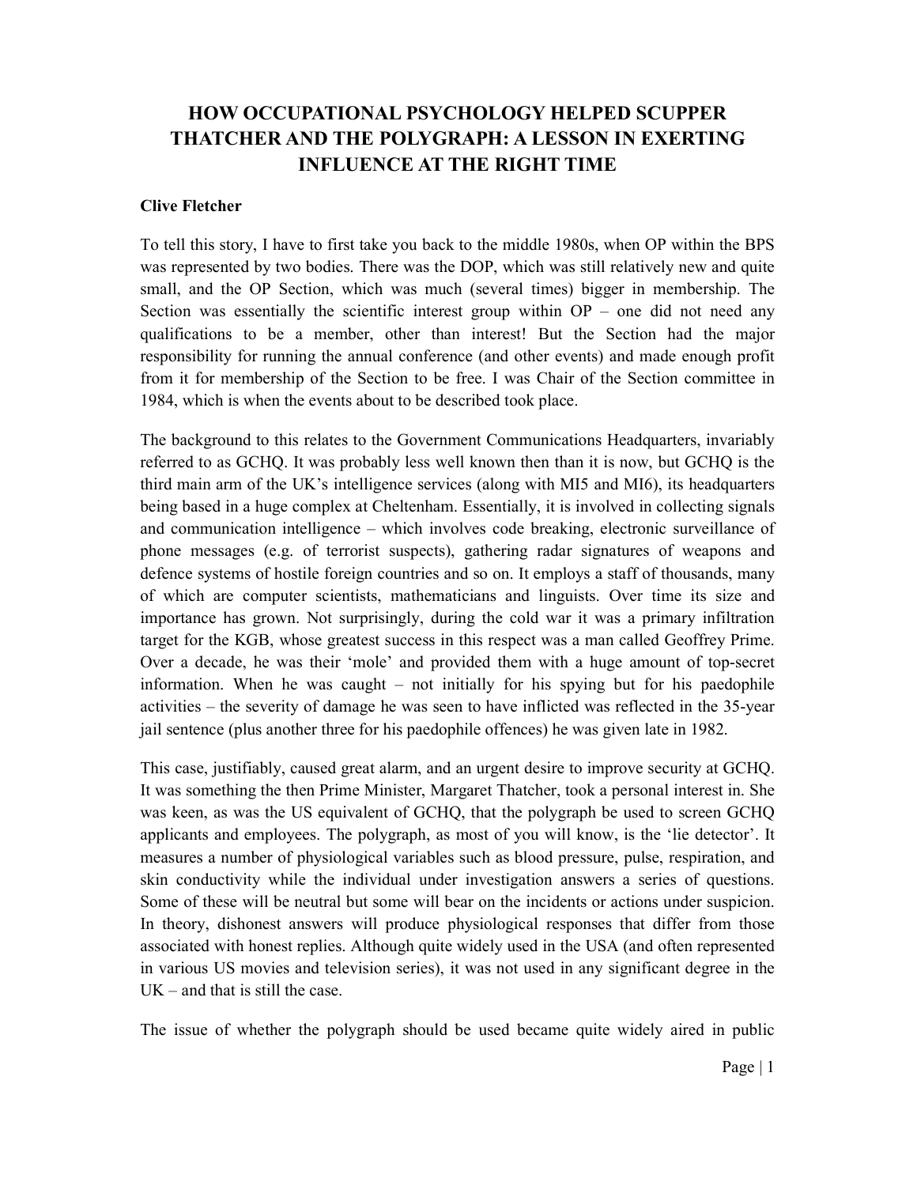# HOW OCCUPATIONAL PSYCHOLOGY HELPED SCUPPER THATCHER AND THE POLYGRAPH: A LESSON IN EXERTING INFLUENCE AT THE RIGHT TIME

**Clive Fletcher**

To tell this story, I have to first take you back to the middle 1980s, when OP within the BPS was represented by two bodies. There was the DOP, which was still relatively new and quite small, and the OP Section, which was much (several times) bigger in membership. The Section was essentially the scientific interest group within OP – one did not need any qualifications to be a member, other than interest! But the Section had the major responsibility for running the annual conference (and other events) and made enough profit from it for membership of the Section to be free. I was Chair of the Section committee in 1984, which is when the events about to be described took place.

The background to this relates to the Government Communications Headquarters, invariably referred to as GCHQ. It was probably less well known then than it is now, but GCHQ is the third main arm of the UK's intelligence services (along with MI5 and MI6), its headquarters being based in a huge complex at Cheltenham. Essentially, it is involved in collecting signals and communication intelligence – which involves code breaking, electronic surveillance of phone messages (e.g. of terrorist suspects), gathering radar signatures of weapons and defence systems of hostile foreign countries and so on. It employs a staff of thousands, many of which are computer scientists, mathematicians and linguists. Over time its size and importance has grown. Not surprisingly, during the cold war it was a primary infiltration target for the KGB, whose greatest success in this respect was a man called Geoffrey Prime. Over a decade, he was their 'mole' and provided them with a huge amount of top-secret information. When he was caught – not initially for his spying but for his paedophile activities – the severity of damage he was seen to have inflicted was reflected in the 35-year jail sentence (plus another three for his paedophile offences) he was given late in 1982.

This case, justifiably, caused great alarm, and an urgent desire to improve security at GCHQ. It was something the then Prime Minister, Margaret Thatcher, took a personal interest in. She was keen, as was the US equivalent of GCHQ, that the polygraph be used to screen GCHQ applicants and employees. The polygraph, as most of you will know, is the 'lie detector'. It measures a number of physiological variables such as blood pressure, pulse, respiration, and skin conductivity while the individual under investigation answers a series of questions. Some of these will be neutral but some will bear on the incidents or actions under suspicion. In theory, dishonest answers will produce physiological responses that differ from those associated with honest replies. Although quite widely used in the USA (and often represented in various US movies and television series), it was not used in any significant degree in the UK – and that is still the case.

The issue of whether the polygraph should be used became quite widely aired in public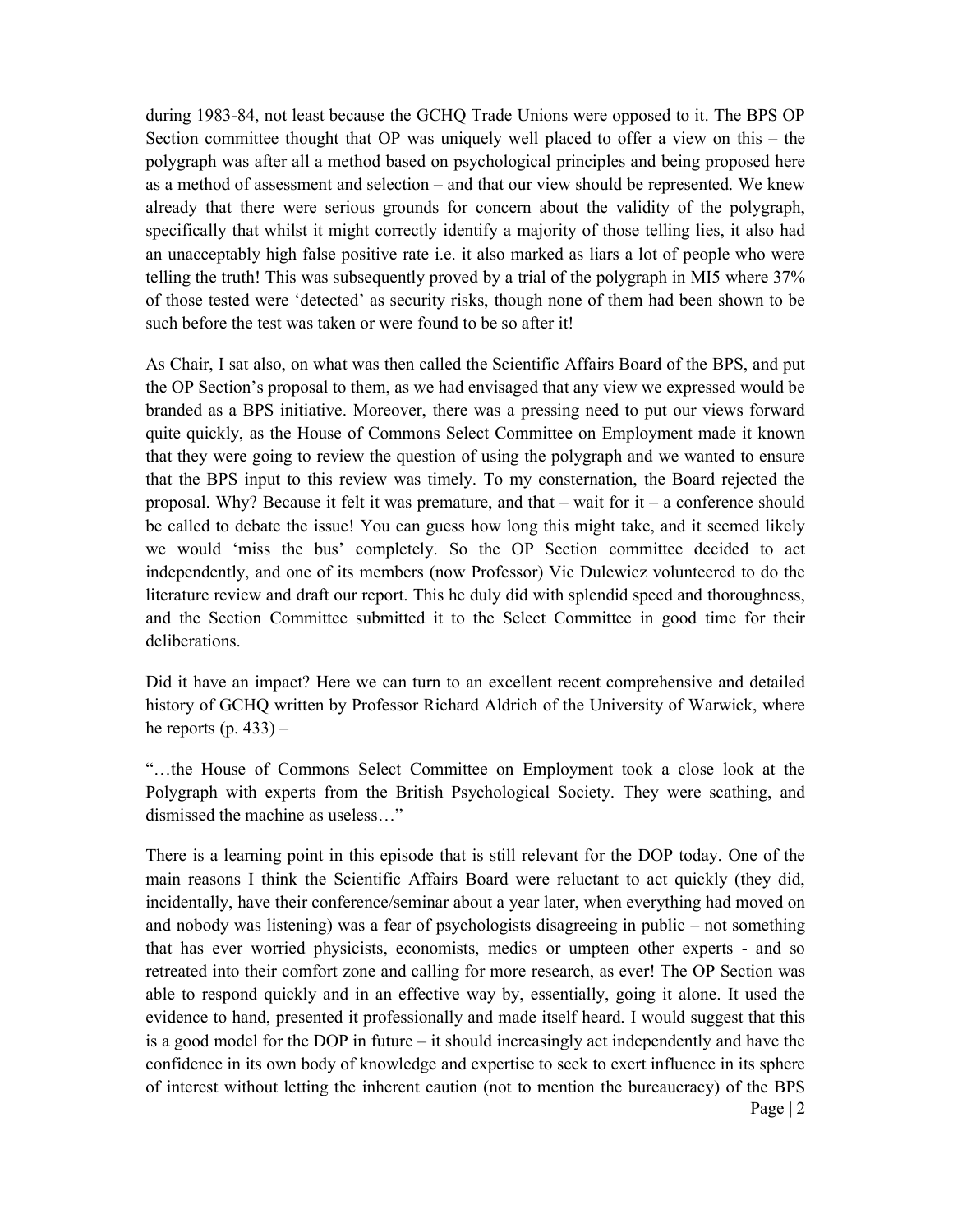during 1983-84, not least because the GCHQ Trade Unions were opposed to it. The BPS OP Section committee thought that OP was uniquely well placed to offer a view on this – the polygraph was after all a method based on psychological principles and being proposed here as a method of assessment and selection – and that our view should be represented. We knew already that there were serious grounds for concern about the validity of the polygraph, specifically that whilst it might correctly identify a majority of those telling lies, it also had an unacceptably high false positive rate i.e. it also marked as liars a lot of people who were telling the truth! This was subsequently proved by a trial of the polygraph in MI5 where 37% of those tested were 'detected' as security risks, though none of them had been shown to be such before the test was taken or were found to be so after it!

As Chair, I sat also, on what was then called the Scientific Affairs Board of the BPS, and put the OP Section's proposal to them, as we had envisaged that any view we expressed would be branded as a BPS initiative. Moreover, there was a pressing need to put our views forward quite quickly, as the House of Commons Select Committee on Employment made it known that they were going to review the question of using the polygraph and we wanted to ensure that the BPS input to this review was timely. To my consternation, the Board rejected the proposal. Why? Because it felt it was premature, and that – wait for it – a conference should be called to debate the issue! You can guess how long this might take, and it seemed likely we would 'miss the bus' completely. So the OP Section committee decided to act independently, and one of its members (now Professor) Vic Dulewicz volunteered to do the literature review and draft our report. This he duly did with splendid speed and thoroughness, and the Section Committee submitted it to the Select Committee in good time for their deliberations.

Did it have an impact? Here we can turn to an excellent recent comprehensive and detailed history of GCHQ written by Professor Richard Aldrich of the University of Warwick, where he reports (p. 433) –

"…the House of Commons Select Committee on Employment took a close look at the Polygraph with experts from the British Psychological Society. They were scathing, and dismissed the machine as useless…"

There is a learning point in this episode that is still relevant for the DOP today. One of the main reasons I think the Scientific Affairs Board were reluctant to act quickly (they did, incidentally, have their conference/seminar about a year later, when everything had moved on and nobody was listening) was a fear of psychologists disagreeing in public – not something that has ever worried physicists, economists, medics or umpteen other experts - and so retreated into their comfort zone and calling for more research, as ever! The OP Section was able to respond quickly and in an effective way by, essentially, going it alone. It used the evidence to hand, presented it professionally and made itself heard. I would suggest that this is a good model for the DOP in future – it should increasingly act independently and have the confidence in its own body of knowledge and expertise to seek to exert influence in its sphere of interest without letting the inherent caution (not to mention the bureaucracy) of the BPS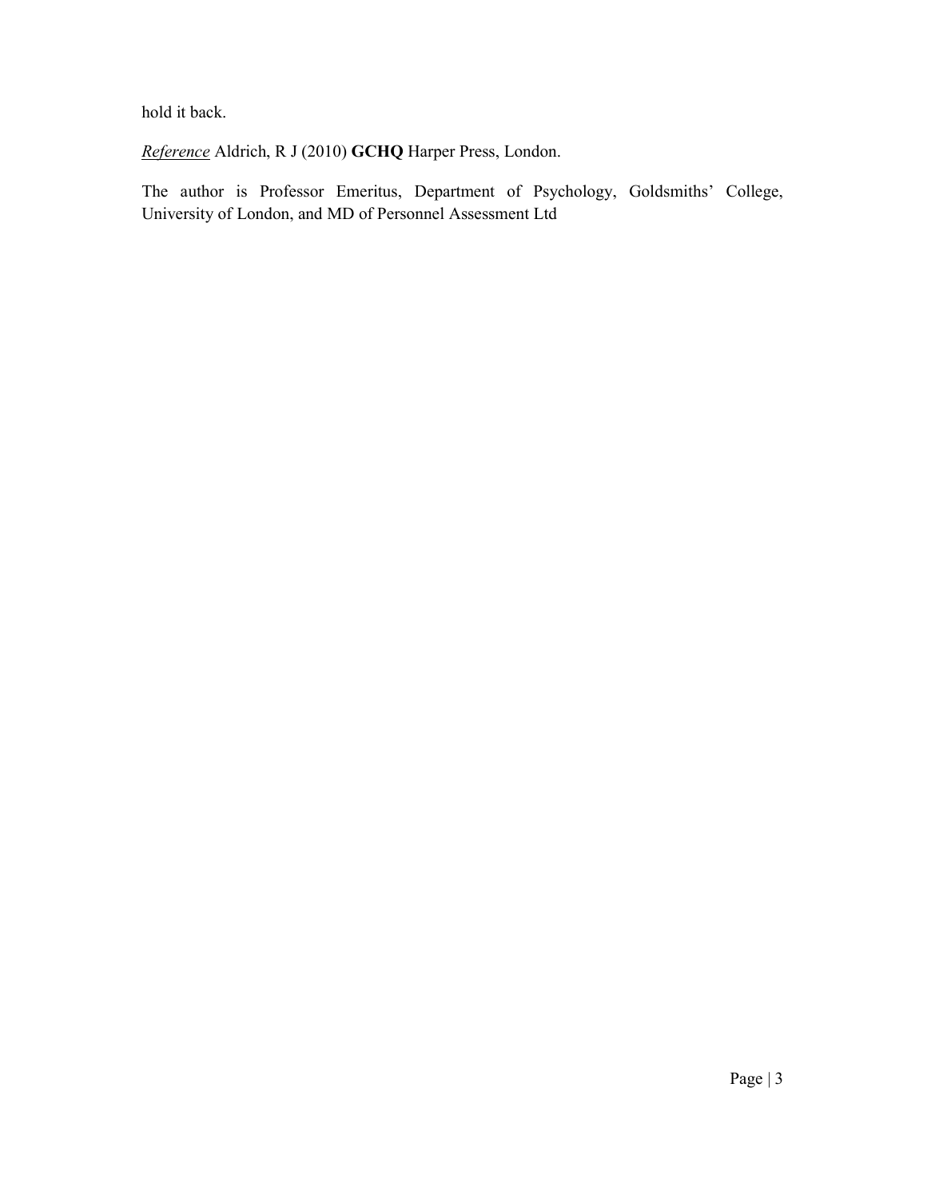hold it back.

*Reference* Aldrich, R J (2010) **GCHQ** Harper Press, London.

The author is Professor Emeritus, Department of Psychology, Goldsmiths' College, University of London, and MD of Personnel Assessment Ltd